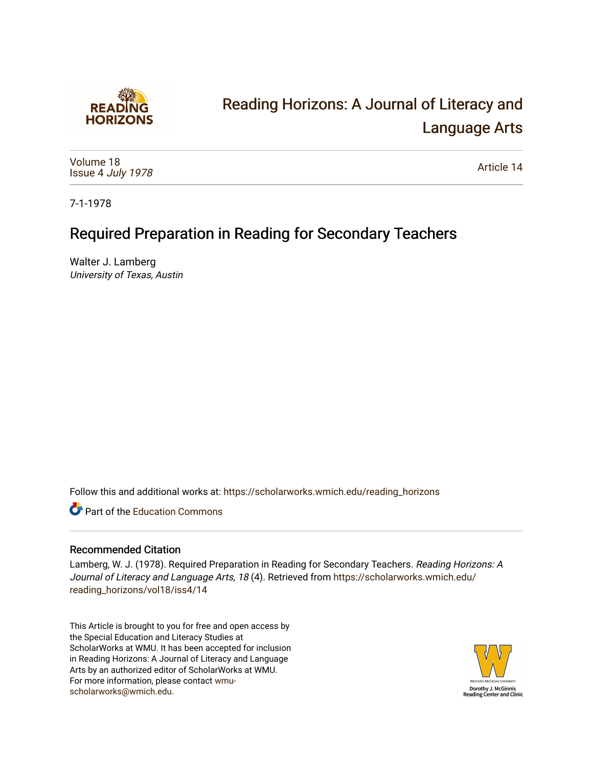Reading Horizons: A Journal of Literacy and Language Arts

Volume 18
Issue 4 *July 1978*

Article 14

7-1-1978

# Required Preparation in Reading for Secondary Teachers

Walter J. Lamberg
*University of Texas, Austin*

Follow this and additional works at: https://scholarworks.wmich.edu/reading_horizons

Part of the Education Commons

## Recommended Citation

Lamberg, W. J. (1978). Required Preparation in Reading for Secondary Teachers. *Reading Horizons: A Journal of Literacy and Language Arts, 18* (4). Retrieved from https://scholarworks.wmich.edu/reading_horizons/vol18/iss4/14

This Article is brought to you for free and open access by the Special Education and Literacy Studies at ScholarWorks at WMU. It has been accepted for inclusion in Reading Horizons: A Journal of Literacy and Language Arts by an authorized editor of ScholarWorks at WMU. For more information, please contact wmu-scholarworks@wmich.edu.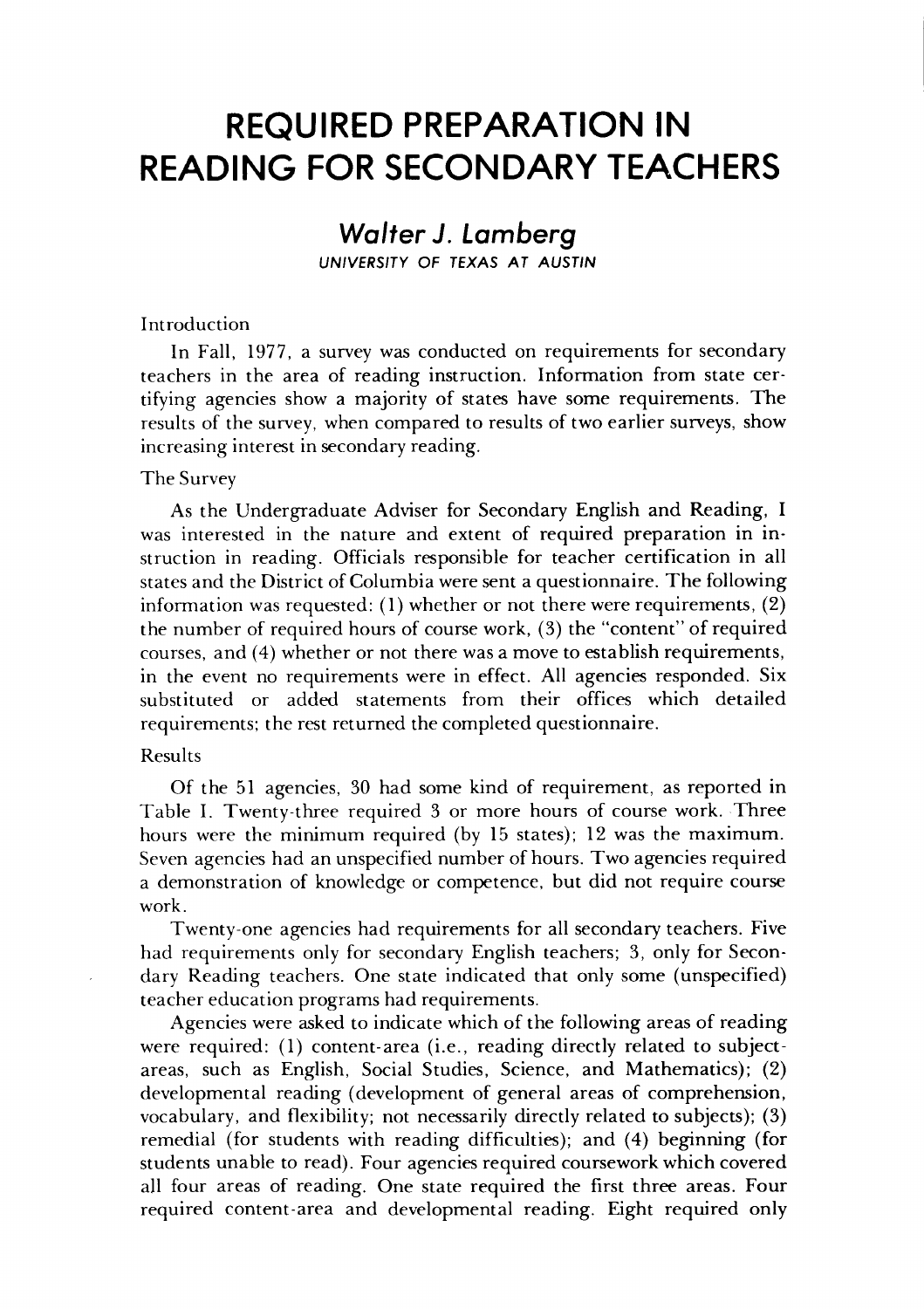# REQUIRED PREPARATION IN READING FOR SECONDARY TEACHERS

## *Walter J. Lamberg*

UNIVERSITY OF TEXAS AT AUSTIN

Introduction

In Fall, 1977, a survey was conducted on requirements for secondary teachers in the area of reading instruction. Information from state certifying agencies show a majority of states have some requirements. The results of the survey, when compared to results of two earlier surveys, show increasing interest in secondary reading.

The Survey

As the Undergraduate Adviser for Secondary English and Reading, I was interested in the nature and extent of required preparation in instruction in reading. Officials responsible for teacher certification in all states and the District of Columbia were sent a questionnaire. The following information was requested: (1) whether or not there were requirements, (2) the number of required hours of course work, (3) the "content" of required courses, and (4) whether or not there was a move to establish requirements, in the event no requirements were in effect. All agencies responded. Six substituted or added statements from their offices which detailed requirements; the rest returned the completed questionnaire.

Results

Of the 51 agencies, 30 had some kind of requirement, as reported in Table I. Twenty-three required 3 or more hours of course work. Three hours were the minimum required (by 15 states); 12 was the maximum. Seven agencies had an unspecified number of hours. Two agencies required a demonstration of knowledge or competence, but did not require course work.

Twenty-one agencies had requirements for all secondary teachers. Five had requirements only for secondary English teachers; 3, only for Secondary Reading teachers. One state indicated that only some (unspecified) teacher education programs had requirements.

Agencies were asked to indicate which of the following areas of reading were required: (1) content-area (i.e., reading directly related to subject-areas, such as English, Social Studies, Science, and Mathematics); (2) developmental reading (development of general areas of comprehension, vocabulary, and flexibility; not necessarily directly related to subjects); (3) remedial (for students with reading difficulties); and (4) beginning (for students unable to read). Four agencies required coursework which covered all four areas of reading. One state required the first three areas. Four required content-area and developmental reading. Eight required only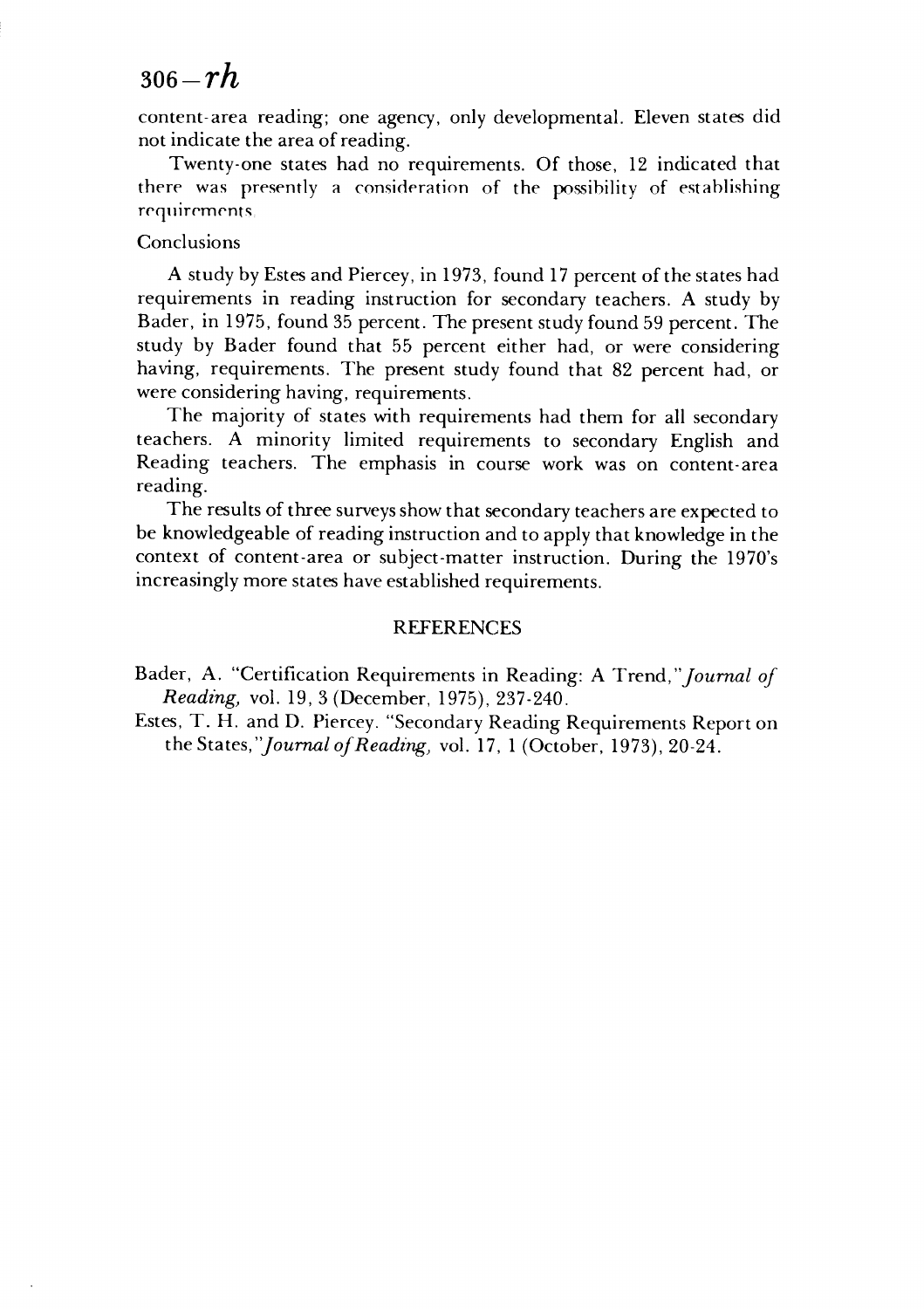content-area reading; one agency, only developmental. Eleven states did not indicate the area of reading.

Twenty-one states had no requirements. Of those, 12 indicated that there was presently a consideration of the possibility of establishing requirements.

## Conclusions

A study by Estes and Piercey, in 1973, found 17 percent of the states had requirements in reading instruction for secondary teachers. A study by Bader, in 1975, found 35 percent. The present study found 59 percent. The study by Bader found that 55 percent either had, or were considering having, requirements. The present study found that 82 percent had, or were considering having, requirements.

The majority of states with requirements had them for all secondary teachers. A minority limited requirements to secondary English and Reading teachers. The emphasis in course work was on content-area reading.

The results of three surveys show that secondary teachers are expected to be knowledgeable of reading instruction and to apply that knowledge in the context of content-area or subject-matter instruction. During the 1970's increasingly more states have established requirements.

## REFERENCES

Bader, A. "Certification Requirements in Reading: A Trend," *Journal of Reading,* vol. 19, 3 (December, 1975), 237-240.

Estes, T. H. and D. Piercey. "Secondary Reading Requirements Report on the States," *Journal of Reading,* vol. 17, 1 (October, 1973), 20-24.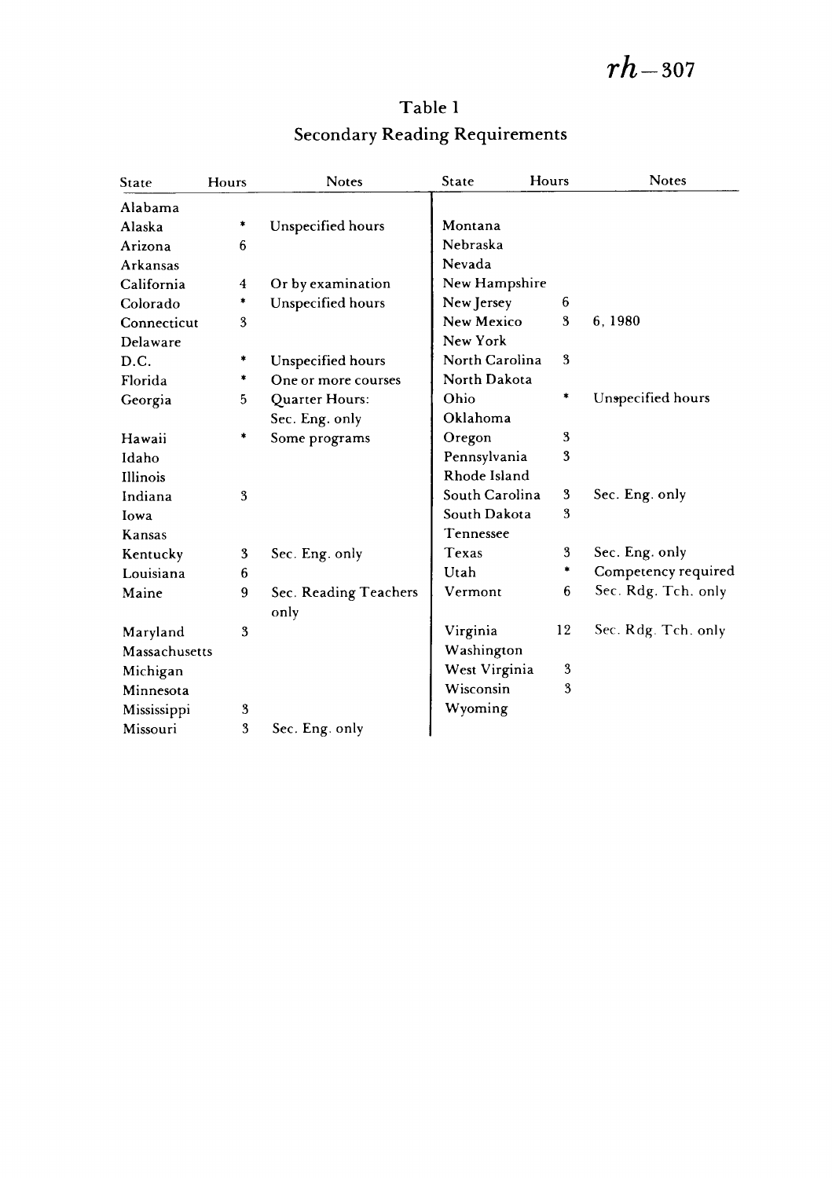## Table 1
### Secondary Reading Requirements

| State | Hours | Notes | State | Hours | Notes |
|---|---|---|---|---|---|
| Alabama | | | | | |
| Alaska | * | Unspecified hours | Montana | | |
| Arizona | 6 | | Nebraska | | |
| Arkansas | | | Nevada | | |
| California | 4 | Or by examination | New Hampshire | | |
| Colorado | * | Unspecified hours | New Jersey | 6 | |
| Connecticut | 3 | | New Mexico | 3 | 6, 1980 |
| Delaware | | | New York | | |
| D.C. | * | Unspecified hours | North Carolina | 3 | |
| Florida | * | One or more courses | North Dakota | | |
| Georgia | 5 | Quarter Hours: Sec. Eng. only | Ohio | * | Unspecified hours |
| | | | Oklahoma | | |
| Hawaii | * | Some programs | Oregon | 3 | |
| Idaho | | | Pennsylvania | 3 | |
| Illinois | | | Rhode Island | | |
| Indiana | 3 | | South Carolina | 3 | Sec. Eng. only |
| Iowa | | | South Dakota | 3 | |
| Kansas | | | Tennessee | | |
| Kentucky | 3 | Sec. Eng. only | Texas | 3 | Sec. Eng. only |
| Louisiana | 6 | | Utah | * | Competency required |
| Maine | 9 | Sec. Reading Teachers only | Vermont | 6 | Sec. Rdg. Tch. only |
| Maryland | 3 | | Virginia | 12 | Sec. Rdg. Tch. only |
| Massachusetts | | | Washington | | |
| Michigan | | | West Virginia | 3 | |
| Minnesota | | | Wisconsin | 3 | |
| Mississippi | 3 | | Wyoming | | |
| Missouri | 3 | Sec. Eng. only | | | |